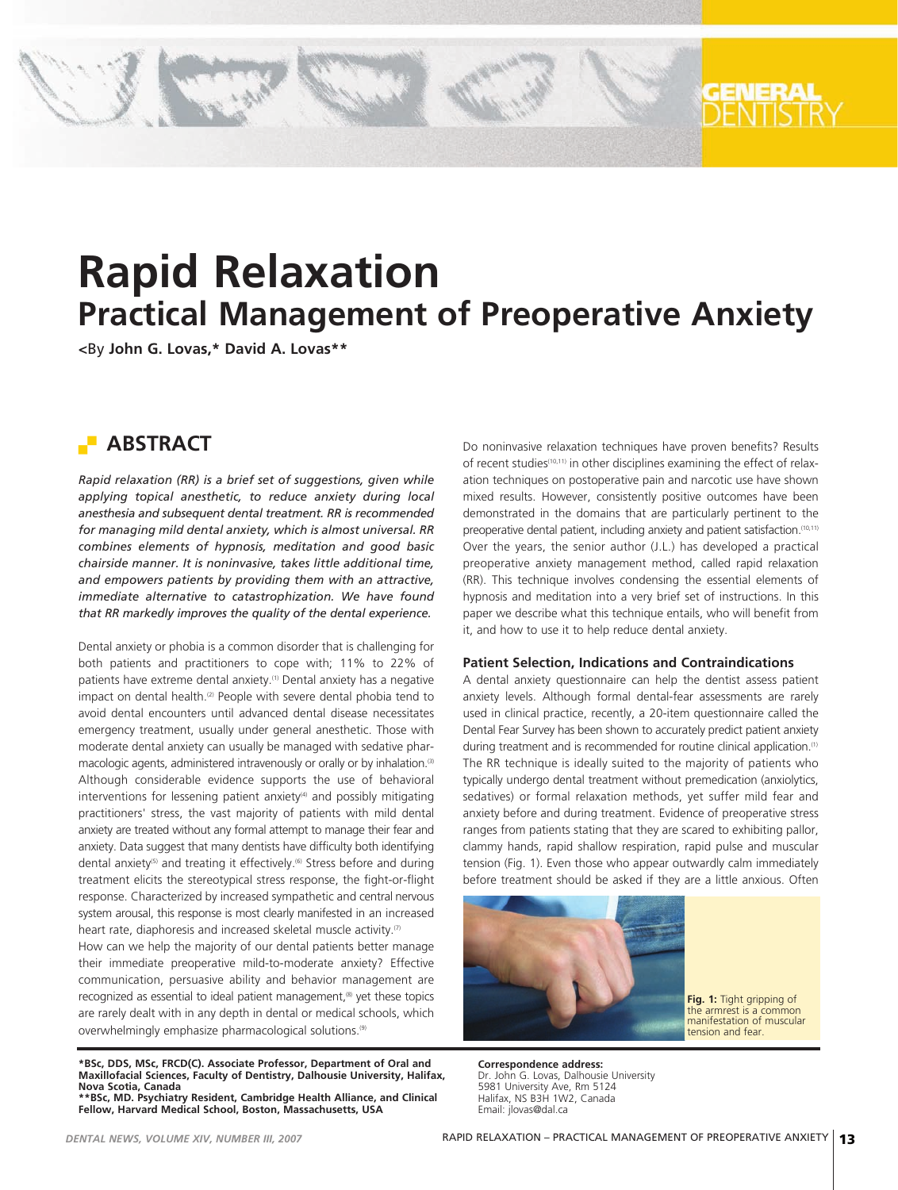# Rapid Relaxation

## Practical Management of Preoperative Anxiety

<By **John G. Lovas,* David A. Lovas****

## ABSTRACT

*Rapid relaxation (RR) is a brief set of suggestions, given while applying topical anesthetic, to reduce anxiety during local anesthesia and subsequent dental treatment. RR is recommended for managing mild dental anxiety, which is almost universal. RR combines elements of hypnosis, meditation and good basic chairside manner. It is noninvasive, takes little additional time, and empowers patients by providing them with an attractive, immediate alternative to catastrophization. We have found that RR markedly improves the quality of the dental experience.*

Dental anxiety or phobia is a common disorder that is challenging for both patients and practitioners to cope with; 11% to 22% of patients have extreme dental anxiety.[1] Dental anxiety has a negative impact on dental health.[2] People with severe dental phobia tend to avoid dental encounters until advanced dental disease necessitates emergency treatment, usually under general anesthetic. Those with moderate dental anxiety can usually be managed with sedative pharmacologic agents, administered intravenously or orally or by inhalation.[3] Although considerable evidence supports the use of behavioral interventions for lessening patient anxiety[4] and possibly mitigating practitioners' stress, the vast majority of patients with mild dental anxiety are treated without any formal attempt to manage their fear and anxiety. Data suggest that many dentists have difficulty both identifying dental anxiety[5] and treating it effectively.[6] Stress before and during treatment elicits the stereotypical stress response, the fight-or-flight response. Characterized by increased sympathetic and central nervous system arousal, this response is most clearly manifested in an increased heart rate, diaphoresis and increased skeletal muscle activity.[7]

How can we help the majority of our dental patients better manage their immediate preoperative mild-to-moderate anxiety? Effective communication, persuasive ability and behavior management are recognized as essential to ideal patient management,[8] yet these topics are rarely dealt with in any depth in dental or medical schools, which overwhelmingly emphasize pharmacological solutions.[9]

Do noninvasive relaxation techniques have proven benefits? Results of recent studies[10,11] in other disciplines examining the effect of relaxation techniques on postoperative pain and narcotic use have shown mixed results. However, consistently positive outcomes have been demonstrated in the domains that are particularly pertinent to the preoperative dental patient, including anxiety and patient satisfaction.[10,11] Over the years, the senior author (J.L.) has developed a practical preoperative anxiety management method, called rapid relaxation (RR). This technique involves condensing the essential elements of hypnosis and meditation into a very brief set of instructions. In this paper we describe what this technique entails, who will benefit from it, and how to use it to help reduce dental anxiety.

### Patient Selection, Indications and Contraindications

A dental anxiety questionnaire can help the dentist assess patient anxiety levels. Although formal dental-fear assessments are rarely used in clinical practice, recently, a 20-item questionnaire called the Dental Fear Survey has been shown to accurately predict patient anxiety during treatment and is recommended for routine clinical application.[1] The RR technique is ideally suited to the majority of patients who typically undergo dental treatment without premedication (anxiolytics, sedatives) or formal relaxation methods, yet suffer mild fear and anxiety before and during treatment. Evidence of preoperative stress ranges from patients stating that they are scared to exhibiting pallor, clammy hands, rapid shallow respiration, rapid pulse and muscular tension (Fig. 1). Even those who appear outwardly calm immediately before treatment should be asked if they are a little anxious. Often

**Fig. 1:** Tight gripping of the armrest is a common manifestation of muscular tension and fear.

---

*BSc, DDS, MSc, FRCD(C). Associate Professor, Department of Oral and Maxillofacial Sciences, Faculty of Dentistry, Dalhousie University, Halifax, Nova Scotia, Canada

**BSc, MD. Psychiatry Resident, Cambridge Health Alliance, and Clinical Fellow, Harvard Medical School, Boston, Massachusetts, USA

**Correspondence address:**
Dr. John G. Lovas, Dalhousie University
5981 University Ave, Rm 5124
Halifax, NS B3H 1W2, Canada
Email: jlovas@dal.ca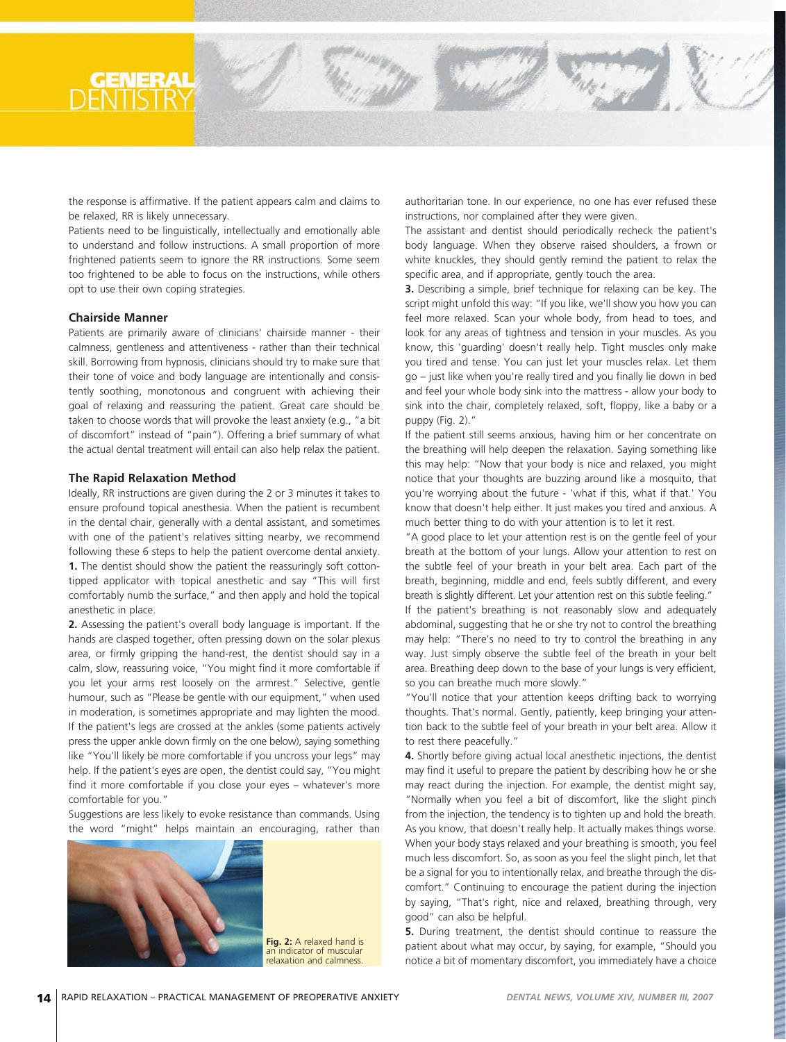the response is affirmative. If the patient appears calm and claims to be relaxed, RR is likely unnecessary.

Patients need to be linguistically, intellectually and emotionally able to understand and follow instructions. A small proportion of more frightened patients seem to ignore the RR instructions. Some seem too frightened to be able to focus on the instructions, while others opt to use their own coping strategies.

### Chairside Manner

Patients are primarily aware of clinicians' chairside manner - their calmness, gentleness and attentiveness - rather than their technical skill. Borrowing from hypnosis, clinicians should try to make sure that their tone of voice and body language are intentionally and consistently soothing, monotonous and congruent with achieving their goal of relaxing and reassuring the patient. Great care should be taken to choose words that will provoke the least anxiety (e.g., "a bit of discomfort" instead of "pain"). Offering a brief summary of what the actual dental treatment will entail can also help relax the patient.

### The Rapid Relaxation Method

Ideally, RR instructions are given during the 2 or 3 minutes it takes to ensure profound topical anesthesia. When the patient is recumbent in the dental chair, generally with a dental assistant, and sometimes with one of the patient's relatives sitting nearby, we recommend following these 6 steps to help the patient overcome dental anxiety.

**1.** The dentist should show the patient the reassuringly soft cotton-tipped applicator with topical anesthetic and say "This will first comfortably numb the surface," and then apply and hold the topical anesthetic in place.

**2.** Assessing the patient's overall body language is important. If the hands are clasped together, often pressing down on the solar plexus area, or firmly gripping the hand-rest, the dentist should say in a calm, slow, reassuring voice, "You might find it more comfortable if you let your arms rest loosely on the armrest." Selective, gentle humour, such as "Please be gentle with our equipment," when used in moderation, is sometimes appropriate and may lighten the mood. If the patient's legs are crossed at the ankles (some patients actively press the upper ankle down firmly on the one below), saying something like "You'll likely be more comfortable if you uncross your legs" may help. If the patient's eyes are open, the dentist could say, "You might find it more comfortable if you close your eyes – whatever's more comfortable for you."

Suggestions are less likely to evoke resistance than commands. Using the word "might" helps maintain an encouraging, rather than authoritarian tone. In our experience, no one has ever refused these instructions, nor complained after they were given.

**Fig. 2:** A relaxed hand is an indicator of muscular relaxation and calmness.

The assistant and dentist should periodically recheck the patient's body language. When they observe raised shoulders, a frown or white knuckles, they should gently remind the patient to relax the specific area, and if appropriate, gently touch the area.

**3.** Describing a simple, brief technique for relaxing can be key. The script might unfold this way: "If you like, we'll show you how you can feel more relaxed. Scan your whole body, from head to toes, and look for any areas of tightness and tension in your muscles. As you know, this 'guarding' doesn't really help. Tight muscles only make you tired and tense. You can just let your muscles relax. Let them go – just like when you're really tired and you finally lie down in bed and feel your whole body sink into the mattress - allow your body to sink into the chair, completely relaxed, soft, floppy, like a baby or a puppy (Fig. 2)."

If the patient still seems anxious, having him or her concentrate on the breathing will help deepen the relaxation. Saying something like this may help: "Now that your body is nice and relaxed, you might notice that your thoughts are buzzing around like a mosquito, that you're worrying about the future - 'what if this, what if that.' You know that doesn't help either. It just makes you tired and anxious. A much better thing to do with your attention is to let it rest.

"A good place to let your attention rest is on the gentle feel of your breath at the bottom of your lungs. Allow your attention to rest on the subtle feel of your breath in your belt area. Each part of the breath, beginning, middle and end, feels subtly different, and every breath is slightly different. Let your attention rest on this subtle feeling."

If the patient's breathing is not reasonably slow and adequately abdominal, suggesting that he or she try not to control the breathing may help: "There's no need to try to control the breathing in any way. Just simply observe the subtle feel of the breath in your belt area. Breathing deep down to the base of your lungs is very efficient, so you can breathe much more slowly."

"You'll notice that your attention keeps drifting back to worrying thoughts. That's normal. Gently, patiently, keep bringing your attention back to the subtle feel of your breath in your belt area. Allow it to rest there peacefully."

**4.** Shortly before giving actual local anesthetic injections, the dentist may find it useful to prepare the patient by describing how he or she may react during the injection. For example, the dentist might say, "Normally when you feel a bit of discomfort, like the slight pinch from the injection, the tendency is to tighten up and hold the breath. As you know, that doesn't really help. It actually makes things worse. When your body stays relaxed and your breathing is smooth, you feel much less discomfort. So, as soon as you feel the slight pinch, let that be a signal for you to intentionally relax, and breathe through the discomfort." Continuing to encourage the patient during the injection by saying, "That's right, nice and relaxed, breathing through, very good" can also be helpful.

**5.** During treatment, the dentist should continue to reassure the patient about what may occur, by saying, for example, "Should you notice a bit of momentary discomfort, you immediately have a choice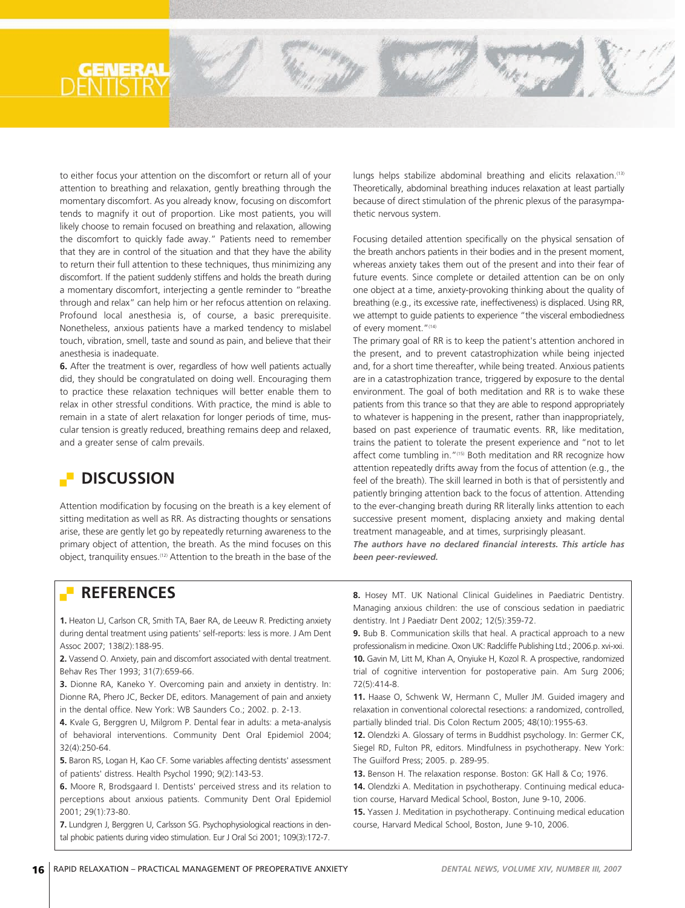to either focus your attention on the discomfort or return all of your attention to breathing and relaxation, gently breathing through the momentary discomfort. As you already know, focusing on discomfort tends to magnify it out of proportion. Like most patients, you will likely choose to remain focused on breathing and relaxation, allowing the discomfort to quickly fade away." Patients need to remember that they are in control of the situation and that they have the ability to return their full attention to these techniques, thus minimizing any discomfort. If the patient suddenly stiffens and holds the breath during a momentary discomfort, interjecting a gentle reminder to "breathe through and relax" can help him or her refocus attention on relaxing. Profound local anesthesia is, of course, a basic prerequisite. Nonetheless, anxious patients have a marked tendency to mislabel touch, vibration, smell, taste and sound as pain, and believe that their anesthesia is inadequate.

**6.** After the treatment is over, regardless of how well patients actually did, they should be congratulated on doing well. Encouraging them to practice these relaxation techniques will better enable them to relax in other stressful conditions. With practice, the mind is able to remain in a state of alert relaxation for longer periods of time, muscular tension is greatly reduced, breathing remains deep and relaxed, and a greater sense of calm prevails.

## DISCUSSION

Attention modification by focusing on the breath is a key element of sitting meditation as well as RR. As distracting thoughts or sensations arise, these are gently let go by repeatedly returning awareness to the primary object of attention, the breath. As the mind focuses on this object, tranquility ensues.[12] Attention to the breath in the base of the lungs helps stabilize abdominal breathing and elicits relaxation.[13] Theoretically, abdominal breathing induces relaxation at least partially because of direct stimulation of the phrenic plexus of the parasympathetic nervous system.

Focusing detailed attention specifically on the physical sensation of the breath anchors patients in their bodies and in the present moment, whereas anxiety takes them out of the present and into their fear of future events. Since complete or detailed attention can be on only one object at a time, anxiety-provoking thinking about the quality of breathing (e.g., its excessive rate, ineffectiveness) is displaced. Using RR, we attempt to guide patients to experience "the visceral embodiedness of every moment."[14]

The primary goal of RR is to keep the patient's attention anchored in the present, and to prevent catastrophization while being injected and, for a short time thereafter, while being treated. Anxious patients are in a catastrophization trance, triggered by exposure to the dental environment. The goal of both meditation and RR is to wake these patients from this trance so that they are able to respond appropriately to whatever is happening in the present, rather than inappropriately, based on past experience of traumatic events. RR, like meditation, trains the patient to tolerate the present experience and "not to let affect come tumbling in."[15] Both meditation and RR recognize how attention repeatedly drifts away from the focus of attention (e.g., the feel of the breath). The skill learned in both is that of persistently and patiently bringing attention back to the focus of attention. Attending to the ever-changing breath during RR literally links attention to each successive present moment, displacing anxiety and making dental treatment manageable, and at times, surprisingly pleasant.

***The authors have no declared financial interests. This article has been peer-reviewed.***

## REFERENCES

**1.** Heaton LJ, Carlson CR, Smith TA, Baer RA, de Leeuw R. Predicting anxiety during dental treatment using patients' self-reports: less is more. J Am Dent Assoc 2007; 138(2):188-95.

**2.** Vassend O. Anxiety, pain and discomfort associated with dental treatment. Behav Res Ther 1993; 31(7):659-66.

**3.** Dionne RA, Kaneko Y. Overcoming pain and anxiety in dentistry. In: Dionne RA, Phero JC, Becker DE, editors. Management of pain and anxiety in the dental office. New York: WB Saunders Co.; 2002. p. 2-13.

**4.** Kvale G, Berggren U, Milgrom P. Dental fear in adults: a meta-analysis of behavioral interventions. Community Dent Oral Epidemiol 2004; 32(4):250-64.

**5.** Baron RS, Logan H, Kao CF. Some variables affecting dentists' assessment of patients' distress. Health Psychol 1990; 9(2):143-53.

**6.** Moore R, Brodsgaard I. Dentists' perceived stress and its relation to perceptions about anxious patients. Community Dent Oral Epidemiol 2001; 29(1):73-80.

**7.** Lundgren J, Berggren U, Carlsson SG. Psychophysiological reactions in dental phobic patients during video stimulation. Eur J Oral Sci 2001; 109(3):172-7.

**8.** Hosey MT. UK National Clinical Guidelines in Paediatric Dentistry. Managing anxious children: the use of conscious sedation in paediatric dentistry. Int J Paediatr Dent 2002; 12(5):359-72.

**9.** Bub B. Communication skills that heal. A practical approach to a new professionalism in medicine. Oxon UK: Radcliffe Publishing Ltd.; 2006.p. xvi-xxi.

**10.** Gavin M, Litt M, Khan A, Onyiuke H, Kozol R. A prospective, randomized trial of cognitive intervention for postoperative pain. Am Surg 2006; 72(5):414-8.

**11.** Haase O, Schwenk W, Hermann C, Muller JM. Guided imagery and relaxation in conventional colorectal resections: a randomized, controlled, partially blinded trial. Dis Colon Rectum 2005; 48(10):1955-63.

**12.** Olendzki A. Glossary of terms in Buddhist psychology. In: Germer CK, Siegel RD, Fulton PR, editors. Mindfulness in psychotherapy. New York: The Guilford Press; 2005. p. 289-95.

**13.** Benson H. The relaxation response. Boston: GK Hall & Co; 1976.

**14.** Olendzki A. Meditation in psychotherapy. Continuing medical education course, Harvard Medical School, Boston, June 9-10, 2006.

**15.** Yassen J. Meditation in psychotherapy. Continuing medical education course, Harvard Medical School, Boston, June 9-10, 2006.